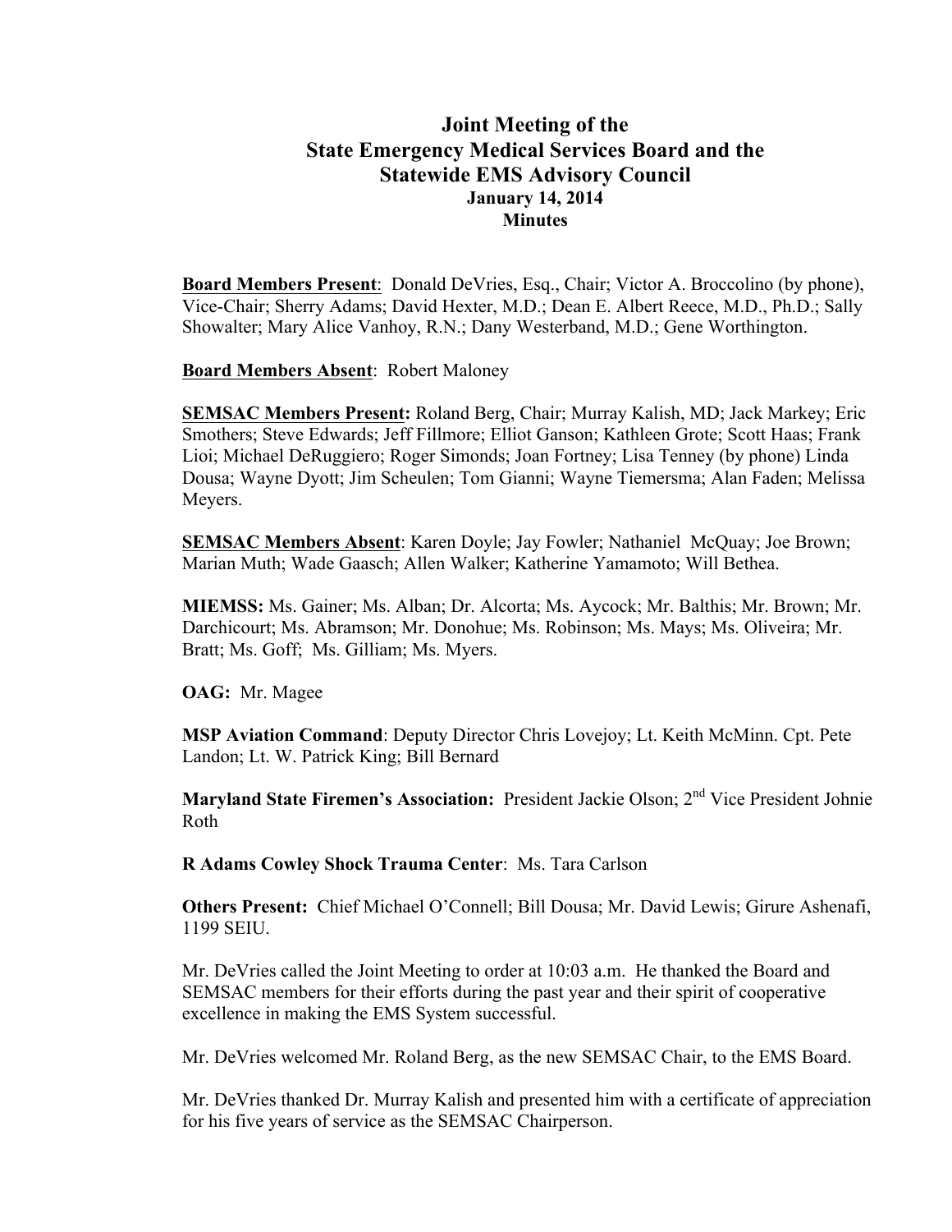# Joint Meeting of the State Emergency Medical Services Board and the Statewide EMS Advisory Council

**January 14, 2014**

**Minutes**

**Board Members Present**: Donald DeVries, Esq., Chair; Victor A. Broccolino (by phone), Vice-Chair; Sherry Adams; David Hexter, M.D.; Dean E. Albert Reece, M.D., Ph.D.; Sally Showalter; Mary Alice Vanhoy, R.N.; Dany Westerband, M.D.; Gene Worthington.

**Board Members Absent**: Robert Maloney

**SEMSAC Members Present:** Roland Berg, Chair; Murray Kalish, MD; Jack Markey; Eric Smothers; Steve Edwards; Jeff Fillmore; Elliot Ganson; Kathleen Grote; Scott Haas; Frank Lioi; Michael DeRuggiero; Roger Simonds; Joan Fortney; Lisa Tenney (by phone) Linda Dousa; Wayne Dyott; Jim Scheulen; Tom Gianni; Wayne Tiemersma; Alan Faden; Melissa Meyers.

**SEMSAC Members Absent**: Karen Doyle; Jay Fowler; Nathaniel McQuay; Joe Brown; Marian Muth; Wade Gaasch; Allen Walker; Katherine Yamamoto; Will Bethea.

**MIEMSS:** Ms. Gainer; Ms. Alban; Dr. Alcorta; Ms. Aycock; Mr. Balthis; Mr. Brown; Mr. Darchicourt; Ms. Abramson; Mr. Donohue; Ms. Robinson; Ms. Mays; Ms. Oliveira; Mr. Bratt; Ms. Goff; Ms. Gilliam; Ms. Myers.

**OAG:** Mr. Magee

**MSP Aviation Command**: Deputy Director Chris Lovejoy; Lt. Keith McMinn. Cpt. Pete Landon; Lt. W. Patrick King; Bill Bernard

**Maryland State Firemen's Association:** President Jackie Olson; 2nd Vice President Johnie Roth

**R Adams Cowley Shock Trauma Center**: Ms. Tara Carlson

**Others Present:** Chief Michael O'Connell; Bill Dousa; Mr. David Lewis; Girure Ashenafi, 1199 SEIU.

Mr. DeVries called the Joint Meeting to order at 10:03 a.m. He thanked the Board and SEMSAC members for their efforts during the past year and their spirit of cooperative excellence in making the EMS System successful.

Mr. DeVries welcomed Mr. Roland Berg, as the new SEMSAC Chair, to the EMS Board.

Mr. DeVries thanked Dr. Murray Kalish and presented him with a certificate of appreciation for his five years of service as the SEMSAC Chairperson.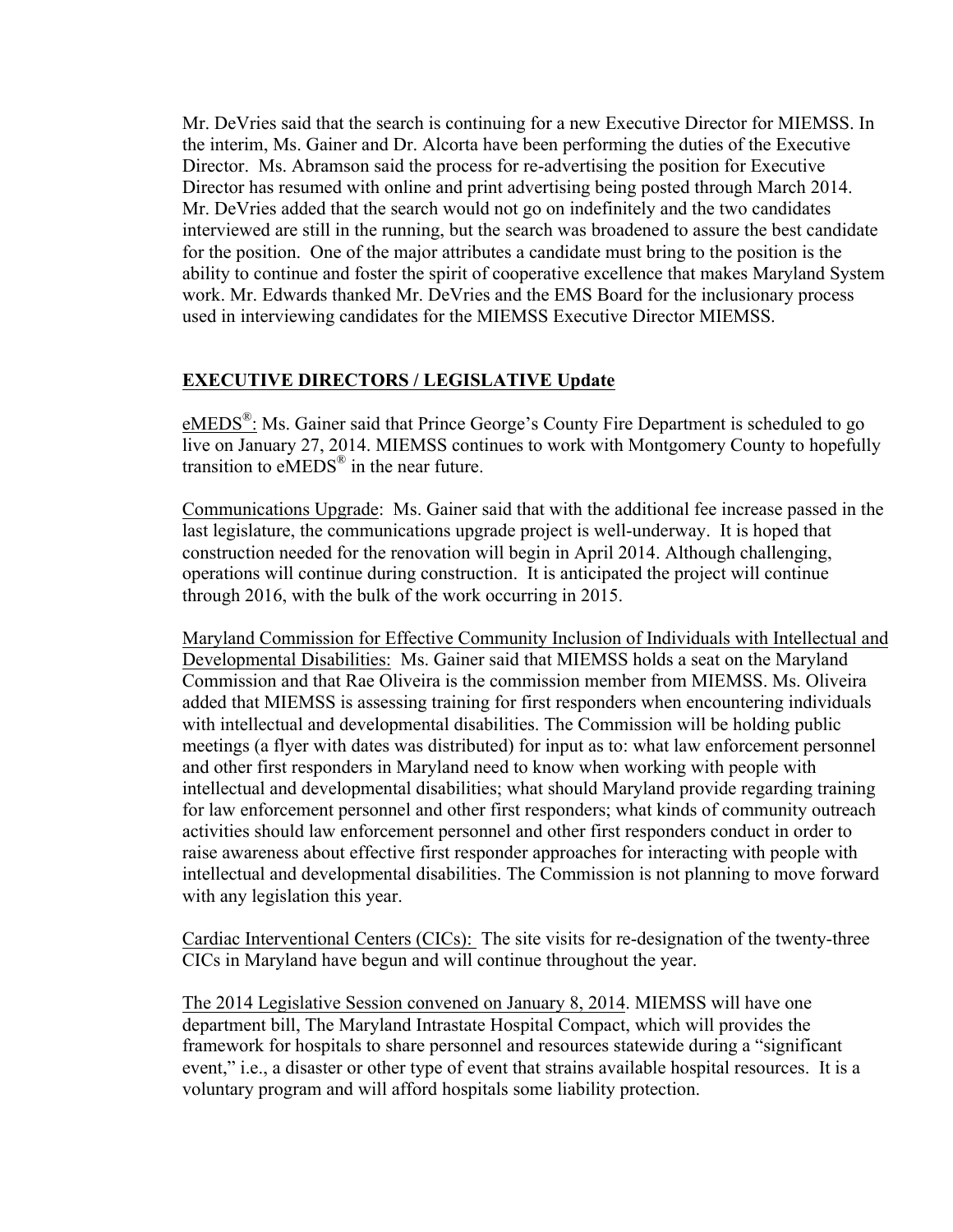Mr. DeVries said that the search is continuing for a new Executive Director for MIEMSS. In the interim, Ms. Gainer and Dr. Alcorta have been performing the duties of the Executive Director. Ms. Abramson said the process for re-advertising the position for Executive Director has resumed with online and print advertising being posted through March 2014. Mr. DeVries added that the search would not go on indefinitely and the two candidates interviewed are still in the running, but the search was broadened to assure the best candidate for the position. One of the major attributes a candidate must bring to the position is the ability to continue and foster the spirit of cooperative excellence that makes Maryland System work. Mr. Edwards thanked Mr. DeVries and the EMS Board for the inclusionary process used in interviewing candidates for the MIEMSS Executive Director MIEMSS.

## EXECUTIVE DIRECTORS / LEGISLATIVE Update

eMEDS®: Ms. Gainer said that Prince George's County Fire Department is scheduled to go live on January 27, 2014. MIEMSS continues to work with Montgomery County to hopefully transition to eMEDS® in the near future.

Communications Upgrade: Ms. Gainer said that with the additional fee increase passed in the last legislature, the communications upgrade project is well-underway. It is hoped that construction needed for the renovation will begin in April 2014. Although challenging, operations will continue during construction. It is anticipated the project will continue through 2016, with the bulk of the work occurring in 2015.

Maryland Commission for Effective Community Inclusion of Individuals with Intellectual and Developmental Disabilities: Ms. Gainer said that MIEMSS holds a seat on the Maryland Commission and that Rae Oliveira is the commission member from MIEMSS. Ms. Oliveira added that MIEMSS is assessing training for first responders when encountering individuals with intellectual and developmental disabilities. The Commission will be holding public meetings (a flyer with dates was distributed) for input as to: what law enforcement personnel and other first responders in Maryland need to know when working with people with intellectual and developmental disabilities; what should Maryland provide regarding training for law enforcement personnel and other first responders; what kinds of community outreach activities should law enforcement personnel and other first responders conduct in order to raise awareness about effective first responder approaches for interacting with people with intellectual and developmental disabilities. The Commission is not planning to move forward with any legislation this year.

Cardiac Interventional Centers (CICs): The site visits for re-designation of the twenty-three CICs in Maryland have begun and will continue throughout the year.

The 2014 Legislative Session convened on January 8, 2014. MIEMSS will have one department bill, The Maryland Intrastate Hospital Compact, which will provides the framework for hospitals to share personnel and resources statewide during a "significant event," i.e., a disaster or other type of event that strains available hospital resources. It is a voluntary program and will afford hospitals some liability protection.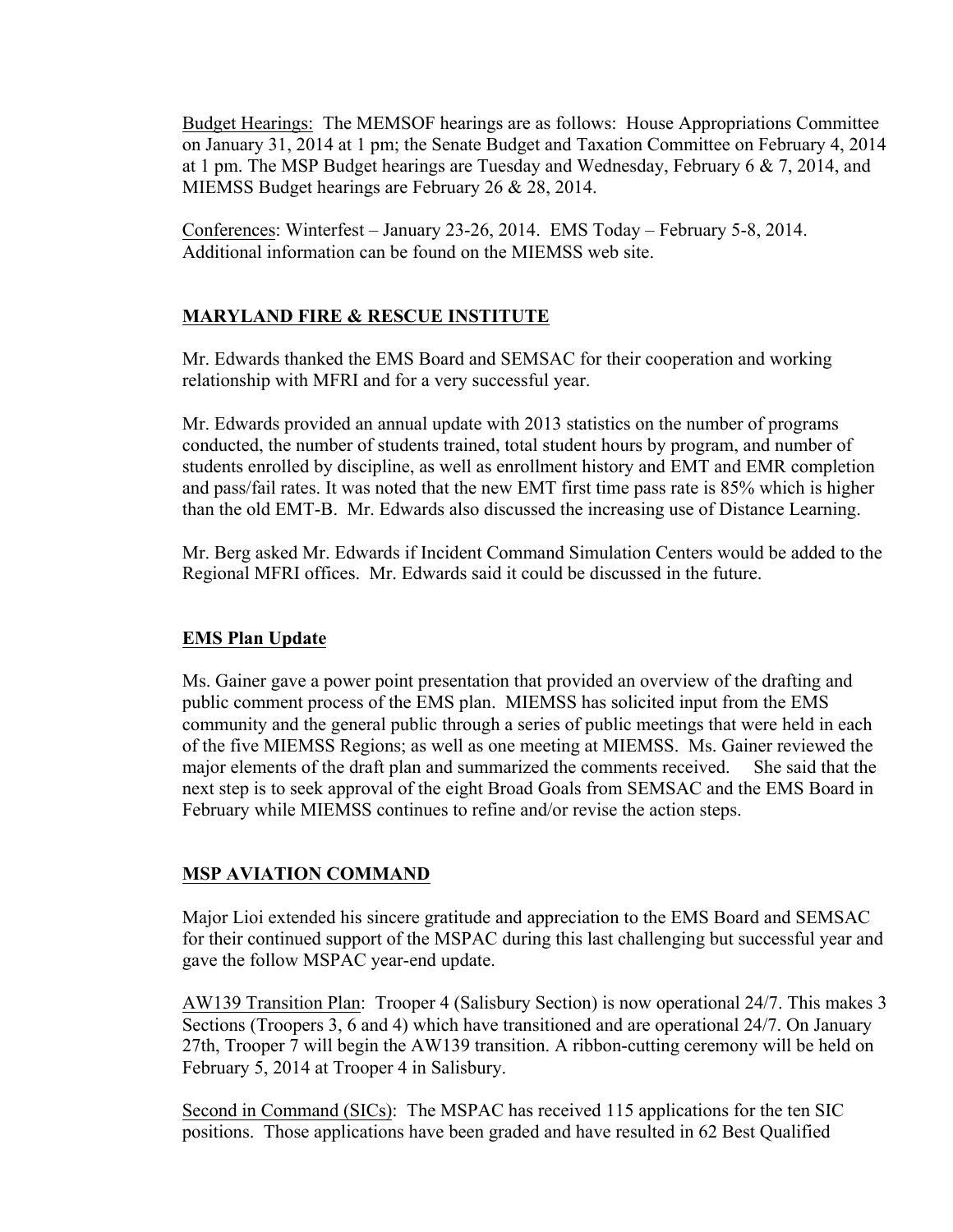Budget Hearings: The MEMSOF hearings are as follows: House Appropriations Committee on January 31, 2014 at 1 pm; the Senate Budget and Taxation Committee on February 4, 2014 at 1 pm. The MSP Budget hearings are Tuesday and Wednesday, February 6 & 7, 2014, and MIEMSS Budget hearings are February 26 & 28, 2014.

Conferences: Winterfest – January 23-26, 2014. EMS Today – February 5-8, 2014. Additional information can be found on the MIEMSS web site.

## MARYLAND FIRE & RESCUE INSTITUTE

Mr. Edwards thanked the EMS Board and SEMSAC for their cooperation and working relationship with MFRI and for a very successful year.

Mr. Edwards provided an annual update with 2013 statistics on the number of programs conducted, the number of students trained, total student hours by program, and number of students enrolled by discipline, as well as enrollment history and EMT and EMR completion and pass/fail rates. It was noted that the new EMT first time pass rate is 85% which is higher than the old EMT-B. Mr. Edwards also discussed the increasing use of Distance Learning.

Mr. Berg asked Mr. Edwards if Incident Command Simulation Centers would be added to the Regional MFRI offices. Mr. Edwards said it could be discussed in the future.

## EMS Plan Update

Ms. Gainer gave a power point presentation that provided an overview of the drafting and public comment process of the EMS plan. MIEMSS has solicited input from the EMS community and the general public through a series of public meetings that were held in each of the five MIEMSS Regions; as well as one meeting at MIEMSS. Ms. Gainer reviewed the major elements of the draft plan and summarized the comments received. She said that the next step is to seek approval of the eight Broad Goals from SEMSAC and the EMS Board in February while MIEMSS continues to refine and/or revise the action steps.

## MSP AVIATION COMMAND

Major Lioi extended his sincere gratitude and appreciation to the EMS Board and SEMSAC for their continued support of the MSPAC during this last challenging but successful year and gave the follow MSPAC year-end update.

AW139 Transition Plan: Trooper 4 (Salisbury Section) is now operational 24/7. This makes 3 Sections (Troopers 3, 6 and 4) which have transitioned and are operational 24/7. On January 27th, Trooper 7 will begin the AW139 transition. A ribbon-cutting ceremony will be held on February 5, 2014 at Trooper 4 in Salisbury.

Second in Command (SICs): The MSPAC has received 115 applications for the ten SIC positions. Those applications have been graded and have resulted in 62 Best Qualified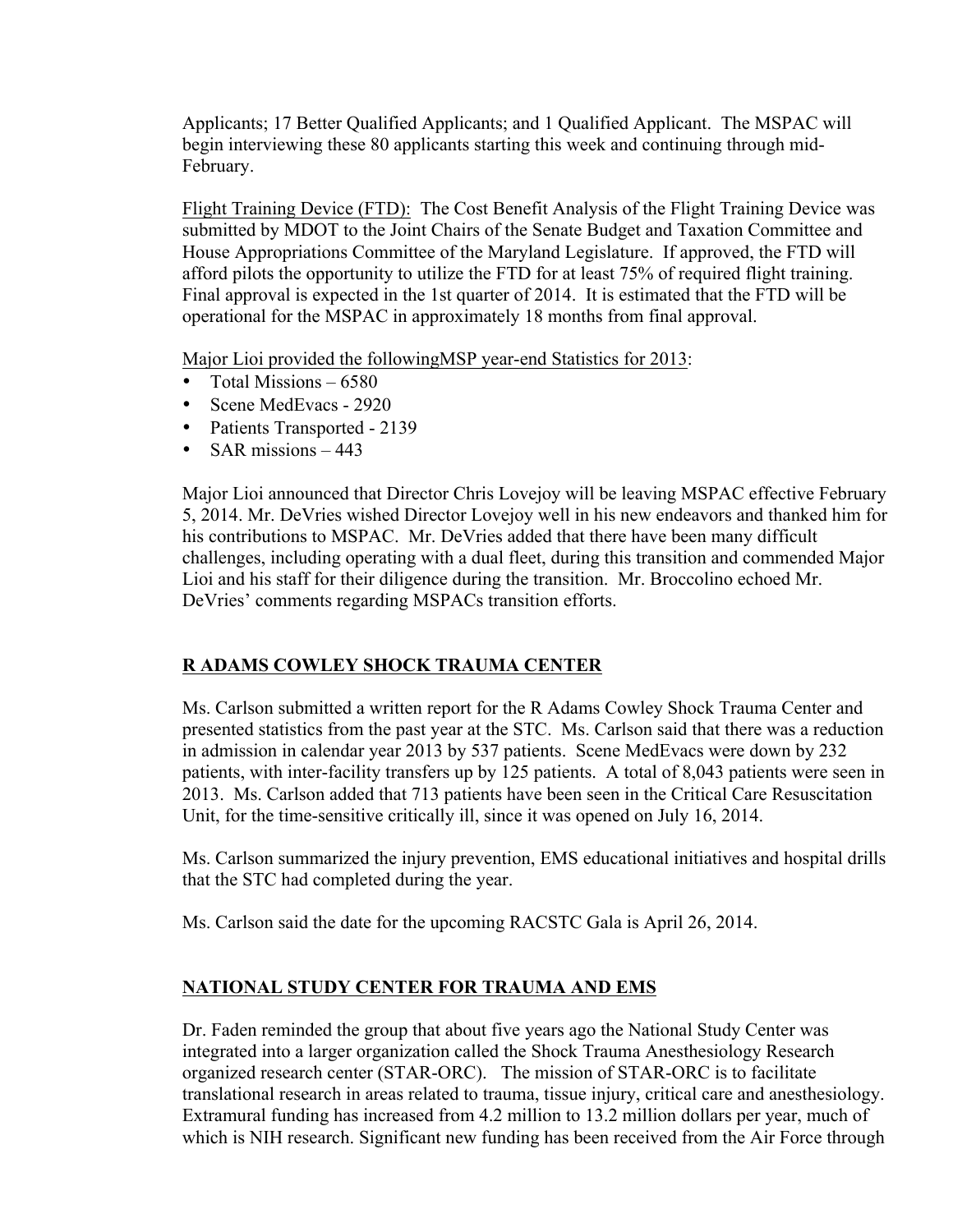Applicants; 17 Better Qualified Applicants; and 1 Qualified Applicant. The MSPAC will begin interviewing these 80 applicants starting this week and continuing through mid-February.

Flight Training Device (FTD): The Cost Benefit Analysis of the Flight Training Device was submitted by MDOT to the Joint Chairs of the Senate Budget and Taxation Committee and House Appropriations Committee of the Maryland Legislature. If approved, the FTD will afford pilots the opportunity to utilize the FTD for at least 75% of required flight training. Final approval is expected in the 1st quarter of 2014. It is estimated that the FTD will be operational for the MSPAC in approximately 18 months from final approval.

Major Lioi provided the followingMSP year-end Statistics for 2013:

- Total Missions – 6580
- Scene MedEvacs - 2920
- Patients Transported - 2139
- SAR missions – 443

Major Lioi announced that Director Chris Lovejoy will be leaving MSPAC effective February 5, 2014. Mr. DeVries wished Director Lovejoy well in his new endeavors and thanked him for his contributions to MSPAC. Mr. DeVries added that there have been many difficult challenges, including operating with a dual fleet, during this transition and commended Major Lioi and his staff for their diligence during the transition. Mr. Broccolino echoed Mr. DeVries' comments regarding MSPACs transition efforts.

## R ADAMS COWLEY SHOCK TRAUMA CENTER

Ms. Carlson submitted a written report for the R Adams Cowley Shock Trauma Center and presented statistics from the past year at the STC. Ms. Carlson said that there was a reduction in admission in calendar year 2013 by 537 patients. Scene MedEvacs were down by 232 patients, with inter-facility transfers up by 125 patients. A total of 8,043 patients were seen in 2013. Ms. Carlson added that 713 patients have been seen in the Critical Care Resuscitation Unit, for the time-sensitive critically ill, since it was opened on July 16, 2014.

Ms. Carlson summarized the injury prevention, EMS educational initiatives and hospital drills that the STC had completed during the year.

Ms. Carlson said the date for the upcoming RACSTC Gala is April 26, 2014.

## NATIONAL STUDY CENTER FOR TRAUMA AND EMS

Dr. Faden reminded the group that about five years ago the National Study Center was integrated into a larger organization called the Shock Trauma Anesthesiology Research organized research center (STAR-ORC). The mission of STAR-ORC is to facilitate translational research in areas related to trauma, tissue injury, critical care and anesthesiology. Extramural funding has increased from 4.2 million to 13.2 million dollars per year, much of which is NIH research. Significant new funding has been received from the Air Force through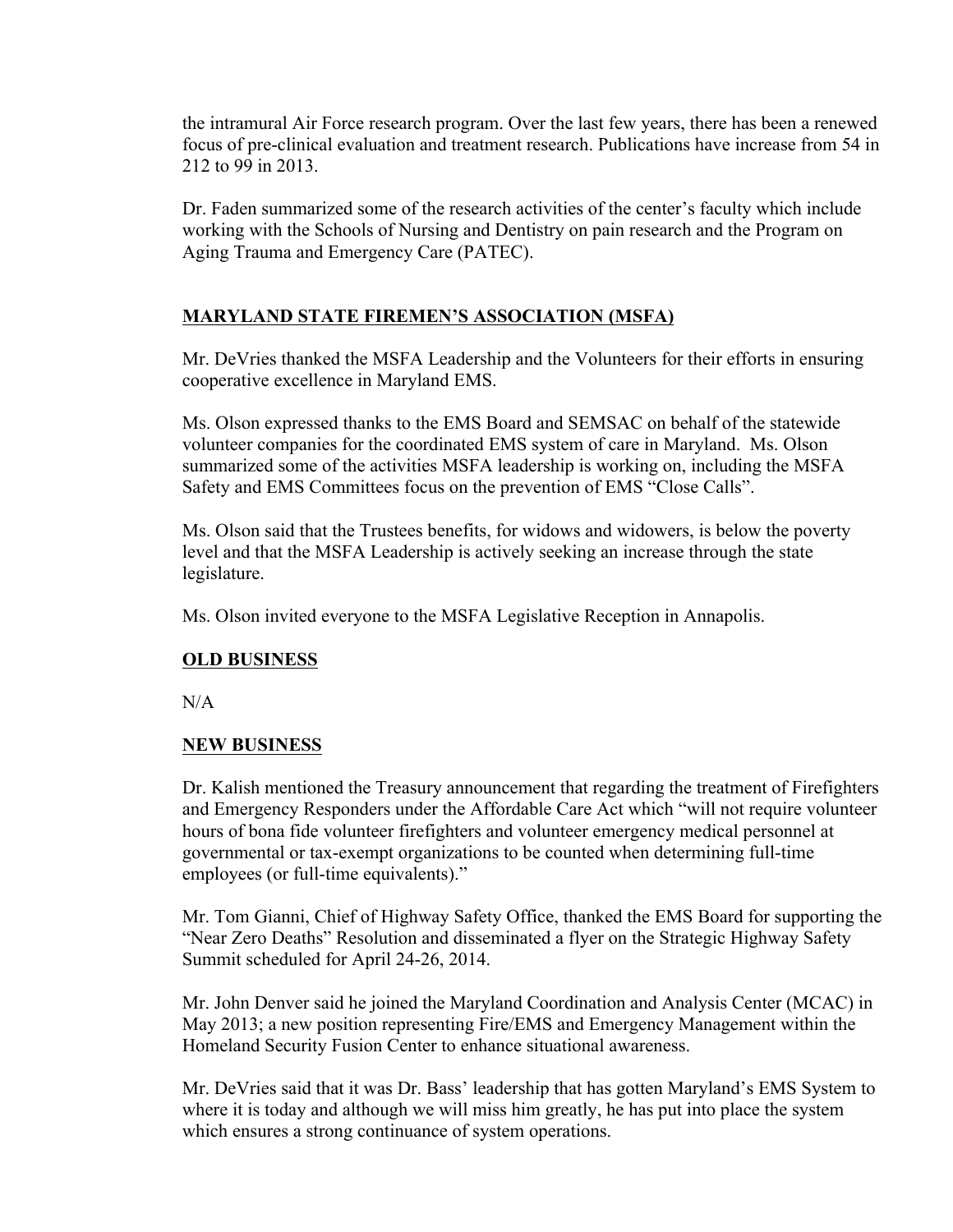the intramural Air Force research program. Over the last few years, there has been a renewed focus of pre-clinical evaluation and treatment research. Publications have increase from 54 in 212 to 99 in 2013.

Dr. Faden summarized some of the research activities of the center's faculty which include working with the Schools of Nursing and Dentistry on pain research and the Program on Aging Trauma and Emergency Care (PATEC).

## MARYLAND STATE FIREMEN'S ASSOCIATION (MSFA)

Mr. DeVries thanked the MSFA Leadership and the Volunteers for their efforts in ensuring cooperative excellence in Maryland EMS.

Ms. Olson expressed thanks to the EMS Board and SEMSAC on behalf of the statewide volunteer companies for the coordinated EMS system of care in Maryland. Ms. Olson summarized some of the activities MSFA leadership is working on, including the MSFA Safety and EMS Committees focus on the prevention of EMS "Close Calls".

Ms. Olson said that the Trustees benefits, for widows and widowers, is below the poverty level and that the MSFA Leadership is actively seeking an increase through the state legislature.

Ms. Olson invited everyone to the MSFA Legislative Reception in Annapolis.

## OLD BUSINESS

N/A

## NEW BUSINESS

Dr. Kalish mentioned the Treasury announcement that regarding the treatment of Firefighters and Emergency Responders under the Affordable Care Act which "will not require volunteer hours of bona fide volunteer firefighters and volunteer emergency medical personnel at governmental or tax-exempt organizations to be counted when determining full-time employees (or full-time equivalents)."

Mr. Tom Gianni, Chief of Highway Safety Office, thanked the EMS Board for supporting the "Near Zero Deaths" Resolution and disseminated a flyer on the Strategic Highway Safety Summit scheduled for April 24-26, 2014.

Mr. John Denver said he joined the Maryland Coordination and Analysis Center (MCAC) in May 2013; a new position representing Fire/EMS and Emergency Management within the Homeland Security Fusion Center to enhance situational awareness.

Mr. DeVries said that it was Dr. Bass' leadership that has gotten Maryland's EMS System to where it is today and although we will miss him greatly, he has put into place the system which ensures a strong continuance of system operations.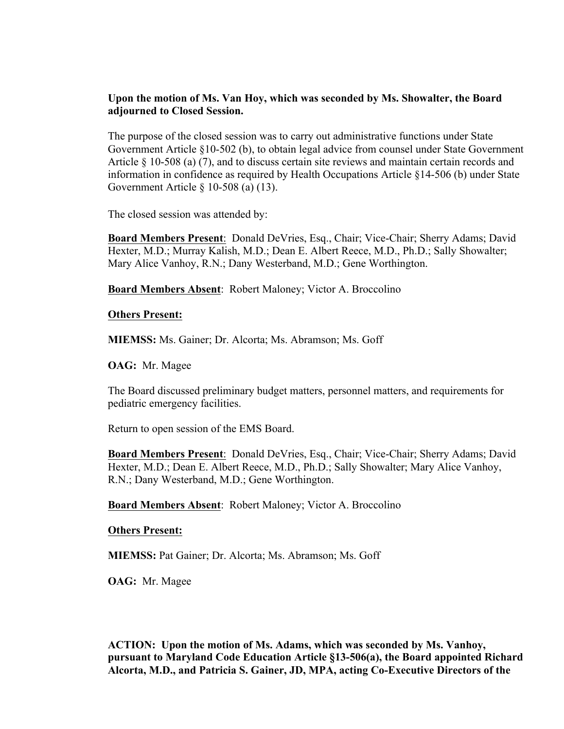**Upon the motion of Ms. Van Hoy, which was seconded by Ms. Showalter, the Board adjourned to Closed Session.**

The purpose of the closed session was to carry out administrative functions under State Government Article §10-502 (b), to obtain legal advice from counsel under State Government Article § 10-508 (a) (7), and to discuss certain site reviews and maintain certain records and information in confidence as required by Health Occupations Article §14-506 (b) under State Government Article § 10-508 (a) (13).

The closed session was attended by:

**<u>Board Members Present</u>**: Donald DeVries, Esq., Chair; Vice-Chair; Sherry Adams; David Hexter, M.D.; Murray Kalish, M.D.; Dean E. Albert Reece, M.D., Ph.D.; Sally Showalter; Mary Alice Vanhoy, R.N.; Dany Westerband, M.D.; Gene Worthington.

**<u>Board Members Absent</u>**: Robert Maloney; Victor A. Broccolino

**<u>Others Present:</u>**

**MIEMSS:** Ms. Gainer; Dr. Alcorta; Ms. Abramson; Ms. Goff

**OAG:** Mr. Magee

The Board discussed preliminary budget matters, personnel matters, and requirements for pediatric emergency facilities.

Return to open session of the EMS Board.

**<u>Board Members Present</u>**: Donald DeVries, Esq., Chair; Vice-Chair; Sherry Adams; David Hexter, M.D.; Dean E. Albert Reece, M.D., Ph.D.; Sally Showalter; Mary Alice Vanhoy, R.N.; Dany Westerband, M.D.; Gene Worthington.

**<u>Board Members Absent</u>**: Robert Maloney; Victor A. Broccolino

**<u>Others Present:</u>**

**MIEMSS:** Pat Gainer; Dr. Alcorta; Ms. Abramson; Ms. Goff

**OAG:** Mr. Magee

**ACTION: Upon the motion of Ms. Adams, which was seconded by Ms. Vanhoy, pursuant to Maryland Code Education Article §13-506(a), the Board appointed Richard Alcorta, M.D., and Patricia S. Gainer, JD, MPA, acting Co-Executive Directors of the**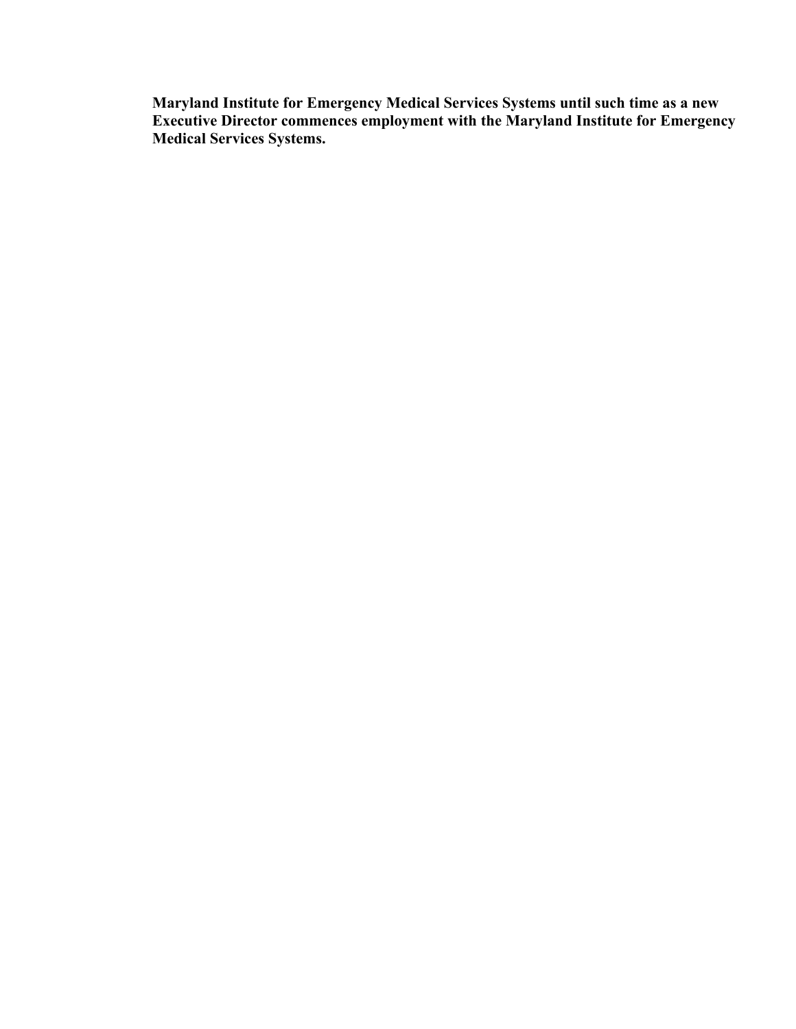**Maryland Institute for Emergency Medical Services Systems until such time as a new Executive Director commences employment with the Maryland Institute for Emergency Medical Services Systems.**